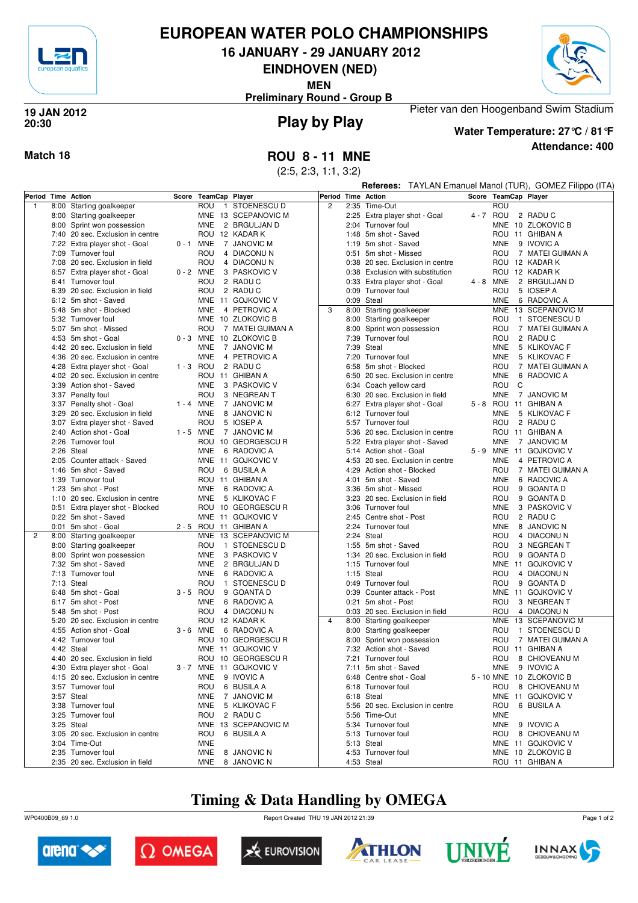# EUROPEAN WATER POLO CHAMPIONSHIPS

**16 JANUARY - 29 JANUARY 2012**

**EINDHOVEN (NED)**

**MEN**

**Preliminary Round - Group B**

**19 JAN 2012**
**20:30**

## Play by Play

Pieter van den Hoogenband Swim Stadium

**Water Temperature: 27°C / 81°F**

**Attendance: 400**

**Match 18**

## ROU 8 - 11 MNE

(2:5, 2:3, 1:1, 3:2)

**Referees:** TAYLAN Emanuel Manol (TUR), GOMEZ Filippo (ITA)

| Period | Time | Action | Score | TeamCap | | Player |
|---|---|---|---|---|---|---|
| 1 | 8:00 | Starting goalkeeper | | ROU | 1 | STOENESCU D |
| | 8:00 | Starting goalkeeper | | MNE | 13 | SCEPANOVIC M |
| | 8:00 | Sprint won possession | | MNE | 2 | BRGULJAN D |
| | 7:40 | 20 sec. Exclusion in centre | | ROU | 12 | KADAR K |
| | 7:22 | Extra player shot - Goal | 0 - 1 | MNE | 7 | JANOVIC M |
| | 7:09 | Turnover foul | | ROU | 4 | DIACONU N |
| | 7:08 | 20 sec. Exclusion in field | | ROU | 4 | DIACONU N |
| | 6:57 | Extra player shot - Goal | 0 - 2 | MNE | 3 | PASKOVIC V |
| | 6:41 | Turnover foul | | ROU | 2 | RADU C |
| | 6:39 | 20 sec. Exclusion in field | | ROU | 2 | RADU C |
| | 6:12 | 5m shot - Saved | | MNE | 11 | GOJKOVIC V |
| | 5:48 | 5m shot - Blocked | | MNE | 4 | PETROVIC A |
| | 5:32 | Turnover foul | | MNE | 10 | ZLOKOVIC B |
| | 5:07 | 5m shot - Missed | | ROU | 7 | MATEI GUIMAN A |
| | 4:53 | 5m shot - Goal | 0 - 3 | MNE | 10 | ZLOKOVIC B |
| | 4:42 | 20 sec. Exclusion in field | | MNE | 7 | JANOVIC M |
| | 4:36 | 20 sec. Exclusion in centre | | MNE | 4 | PETROVIC A |
| | 4:28 | Extra player shot - Goal | 1 - 3 | ROU | 2 | RADU C |
| | 4:02 | 20 sec. Exclusion in centre | | ROU | 11 | GHIBAN A |
| | 3:39 | Action shot - Saved | | MNE | 3 | PASKOVIC V |
| | 3:37 | Penalty foul | | ROU | 3 | NEGREAN T |
| | 3:37 | Penalty shot - Goal | 1 - 4 | MNE | 7 | JANOVIC M |
| | 3:29 | 20 sec. Exclusion in field | | MNE | 8 | JANOVIC N |
| | 3:07 | Extra player shot - Saved | | ROU | 5 | IOSEP A |
| | 2:40 | Action shot - Goal | 1 - 5 | MNE | 7 | JANOVIC M |
| | 2:26 | Turnover foul | | ROU | 10 | GEORGESCU R |
| | 2:26 | Steal | | MNE | 6 | RADOVIC A |
| | 2:05 | Counter attack - Saved | | MNE | 11 | GOJKOVIC V |
| | 1:46 | 5m shot - Saved | | ROU | 6 | BUSILA A |
| | 1:39 | Turnover foul | | ROU | 11 | GHIBAN A |
| | 1:23 | 5m shot - Post | | MNE | 6 | RADOVIC A |
| | 1:10 | 20 sec. Exclusion in centre | | MNE | 5 | KLIKOVAC F |
| | 0:51 | Extra player shot - Blocked | | ROU | 10 | GEORGESCU R |
| | 0:22 | 5m shot - Saved | | MNE | 11 | GOJKOVIC V |
| | 0:01 | 5m shot - Goal | 2 - 5 | ROU | 11 | GHIBAN A |
| 2 | 8:00 | Starting goalkeeper | | MNE | 13 | SCEPANOVIC M |
| | 8:00 | Starting goalkeeper | | ROU | 1 | STOENESCU D |
| | 8:00 | Sprint won possession | | MNE | 3 | PASKOVIC V |
| | 7:32 | 5m shot - Saved | | MNE | 2 | BRGULJAN D |
| | 7:13 | Turnover foul | | MNE | 6 | RADOVIC A |
| | 7:13 | Steal | | ROU | 1 | STOENESCU D |
| | 6:48 | 5m shot - Goal | 3 - 5 | ROU | 9 | GOANTA D |
| | 6:17 | 5m shot - Post | | MNE | 6 | RADOVIC A |
| | 5:48 | 5m shot - Post | | ROU | 4 | DIACONU N |
| | 5:20 | 20 sec. Exclusion in centre | | ROU | 12 | KADAR K |
| | 4:55 | Action shot - Goal | 3 - 6 | MNE | 6 | RADOVIC A |
| | 4:42 | Turnover foul | | ROU | 10 | GEORGESCU R |
| | 4:42 | Steal | | MNE | 11 | GOJKOVIC V |
| | 4:40 | 20 sec. Exclusion in field | | ROU | 10 | GEORGESCU R |
| | 4:30 | Extra player shot - Goal | 3 - 7 | MNE | 11 | GOJKOVIC V |
| | 4:15 | 20 sec. Exclusion in centre | | MNE | 9 | IVOVIC A |
| | 3:57 | Turnover foul | | ROU | 6 | BUSILA A |
| | 3:57 | Steal | | MNE | 7 | JANOVIC M |
| | 3:38 | Turnover foul | | MNE | 5 | KLIKOVAC F |
| | 3:25 | Turnover foul | | ROU | 2 | RADU C |
| | 3:25 | Steal | | MNE | 13 | SCEPANOVIC M |
| | 3:05 | 20 sec. Exclusion in centre | | ROU | 6 | BUSILA A |
| | 3:04 | Time-Out | | MNE | | |
| | 2:35 | Turnover foul | | MNE | 8 | JANOVIC N |
| | 2:35 | 20 sec. Exclusion in field | | MNE | 8 | JANOVIC N |
| 2 | 2:35 | Time-Out | | ROU | | |
| | 2:25 | Extra player shot - Goal | 4 - 7 | ROU | 2 | RADU C |
| | 2:04 | Turnover foul | | MNE | 10 | ZLOKOVIC B |
| | 1:48 | 5m shot - Saved | | ROU | 11 | GHIBAN A |
| | 1:19 | 5m shot - Saved | | MNE | 9 | IVOVIC A |
| | 0:51 | 5m shot - Missed | | ROU | 7 | MATEI GUIMAN A |
| | 0:38 | 20 sec. Exclusion in centre | | ROU | 12 | KADAR K |
| | 0:38 | Exclusion with substitution | | ROU | 12 | KADAR K |
| | 0:33 | Extra player shot - Goal | 4 - 8 | MNE | 2 | BRGULJAN D |
| | 0:09 | Turnover foul | | ROU | 5 | IOSEP A |
| | 0:09 | Steal | | MNE | 6 | RADOVIC A |
| 3 | 8:00 | Starting goalkeeper | | MNE | 13 | SCEPANOVIC M |
| | 8:00 | Starting goalkeeper | | ROU | 1 | STOENESCU D |
| | 8:00 | Sprint won possession | | ROU | 7 | MATEI GUIMAN A |
| | 7:39 | Turnover foul | | ROU | 2 | RADU C |
| | 7:39 | Steal | | MNE | 5 | KLIKOVAC F |
| | 7:20 | Turnover foul | | MNE | 5 | KLIKOVAC F |
| | 6:58 | 5m shot - Blocked | | ROU | 7 | MATEI GUIMAN A |
| | 6:50 | 20 sec. Exclusion in centre | | MNE | 6 | RADOVIC A |
| | 6:34 | Coach yellow card | | ROU | C | |
| | 6:30 | 20 sec. Exclusion in field | | MNE | 7 | JANOVIC M |
| | 6:27 | Extra player shot - Goal | 5 - 8 | ROU | 11 | GHIBAN A |
| | 6:12 | Turnover foul | | MNE | 5 | KLIKOVAC F |
| | 5:57 | Turnover foul | | ROU | 2 | RADU C |
| | 5:36 | 20 sec. Exclusion in centre | | ROU | 11 | GHIBAN A |
| | 5:22 | Extra player shot - Saved | | MNE | 7 | JANOVIC M |
| | 5:14 | Action shot - Goal | 5 - 9 | MNE | 11 | GOJKOVIC V |
| | 4:53 | 20 sec. Exclusion in centre | | MNE | 4 | PETROVIC A |
| | 4:29 | Action shot - Blocked | | ROU | 7 | MATEI GUIMAN A |
| | 4:01 | 5m shot - Saved | | MNE | 6 | RADOVIC A |
| | 3:36 | 5m shot - Missed | | ROU | 9 | GOANTA D |
| | 3:23 | 20 sec. Exclusion in field | | ROU | 9 | GOANTA D |
| | 3:06 | Turnover foul | | MNE | 3 | PASKOVIC V |
| | 2:45 | Centre shot - Post | | ROU | 2 | RADU C |
| | 2:24 | Turnover foul | | MNE | 8 | JANOVIC N |
| | 2:24 | Steal | | ROU | 4 | DIACONU N |
| | 1:55 | 5m shot - Saved | | ROU | 3 | NEGREAN T |
| | 1:34 | 20 sec. Exclusion in field | | ROU | 9 | GOANTA D |
| | 1:15 | Turnover foul | | MNE | 11 | GOJKOVIC V |
| | 1:15 | Steal | | ROU | 4 | DIACONU N |
| | 0:49 | Turnover foul | | ROU | 9 | GOANTA D |
| | 0:39 | Counter attack - Post | | MNE | 11 | GOJKOVIC V |
| | 0:21 | 5m shot - Post | | ROU | 3 | NEGREAN T |
| | 0:03 | 20 sec. Exclusion in field | | ROU | 4 | DIACONU N |
| 4 | 8:00 | Starting goalkeeper | | MNE | 13 | SCEPANOVIC M |
| | 8:00 | Starting goalkeeper | | ROU | 1 | STOENESCU D |
| | 8:00 | Sprint won possession | | ROU | 7 | MATEI GUIMAN A |
| | 7:32 | Action shot - Saved | | ROU | 11 | GHIBAN A |
| | 7:21 | Turnover foul | | ROU | 8 | CHIOVEANU M |
| | 7:11 | 5m shot - Saved | | MNE | 9 | IVOVIC A |
| | 6:48 | Centre shot - Goal | 5 - 10 | MNE | 10 | ZLOKOVIC B |
| | 6:18 | Turnover foul | | ROU | 8 | CHIOVEANU M |
| | 6:18 | Steal | | MNE | 11 | GOJKOVIC V |
| | 5:56 | 20 sec. Exclusion in centre | | ROU | 6 | BUSILA A |
| | 5:56 | Time-Out | | MNE | | |
| | 5:34 | Turnover foul | | MNE | 9 | IVOVIC A |
| | 5:13 | Turnover foul | | ROU | 8 | CHIOVEANU M |
| | 5:13 | Steal | | MNE | 11 | GOJKOVIC V |
| | 4:53 | Turnover foul | | MNE | 10 | ZLOKOVIC B |
| | 4:53 | Steal | | ROU | 11 | GHIBAN A |

## Timing & Data Handling by OMEGA

WP0400B09_69 1.0 Report Created THU 19 JAN 2012 21:39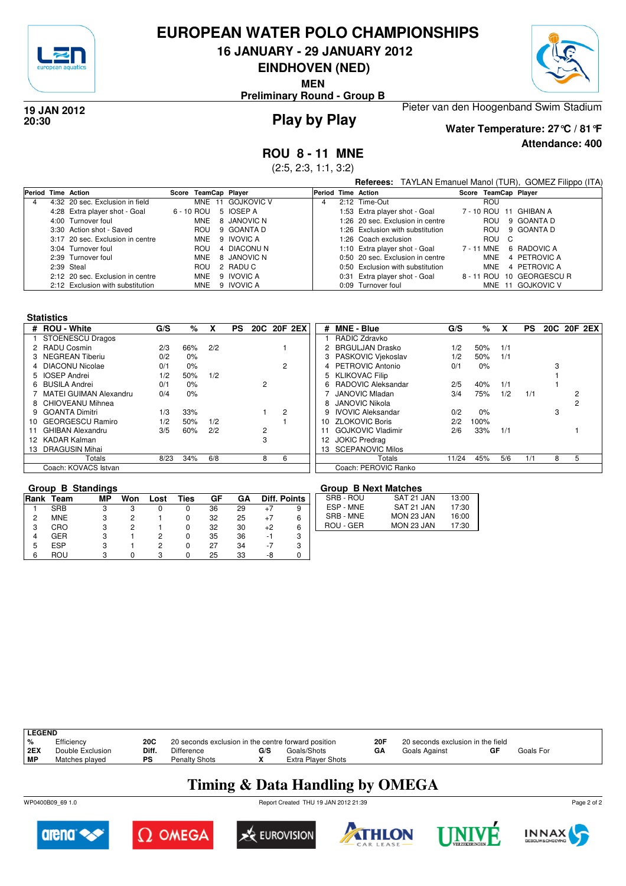# EUROPEAN WATER POLO CHAMPIONSHIPS

## 16 JANUARY - 29 JANUARY 2012

## EINDHOVEN (NED)

**MEN**

**Preliminary Round - Group B**

**19 JAN 2012**
**20:30**

## Play by Play

Pieter van den Hoogenband Swim Stadium

**Water Temperature: 27°C / 81°F**

**Attendance: 400**

## ROU 8 - 11 MNE

(2:5, 2:3, 1:1, 3:2)

**Referees:** TAYLAN Emanuel Manol (TUR), GOMEZ Filippo (ITA)

| Period | Time | Action | Score | TeamCap | Player |
|---|---|---|---|---|---|
| 4 | 4:32 | 20 sec. Exclusion in field | | MNE 11 | GOJKOVIC V |
| | 4:28 | Extra player shot - Goal | 6 - 10 | ROU 5 | IOSEP A |
| | 4:00 | Turnover foul | | MNE 8 | JANOVIC N |
| | 3:30 | Action shot - Saved | | ROU 9 | GOANTA D |
| | 3:17 | 20 sec. Exclusion in centre | | MNE 9 | IVOVIC A |
| | 3:04 | Turnover foul | | ROU 4 | DIACONU N |
| | 2:39 | Turnover foul | | MNE 8 | JANOVIC N |
| | 2:39 | Steal | | ROU 2 | RADU C |
| | 2:12 | 20 sec. Exclusion in centre | | MNE 9 | IVOVIC A |
| | 2:12 | Exclusion with substitution | | MNE 9 | IVOVIC A |
| 4 | 2:12 | Time-Out | | ROU | |
| | 1:53 | Extra player shot - Goal | 7 - 10 | ROU 11 | GHIBAN A |
| | 1:26 | 20 sec. Exclusion in centre | | ROU 9 | GOANTA D |
| | 1:26 | Exclusion with substitution | | ROU 9 | GOANTA D |
| | 1:26 | Coach exclusion | | ROU C | |
| | 1:10 | Extra player shot - Goal | 7 - 11 | MNE 6 | RADOVIC A |
| | 0:50 | 20 sec. Exclusion in centre | | MNE 4 | PETROVIC A |
| | 0:50 | Exclusion with substitution | | MNE 4 | PETROVIC A |
| | 0:31 | Extra player shot - Goal | 8 - 11 | ROU 10 | GEORGESCU R |
| | 0:09 | Turnover foul | | MNE 11 | GOJKOVIC V |

### Statistics

| # | ROU - White | G/S | % | X | PS | 20C | 20F | 2EX |
|---|---|---|---|---|---|---|---|---|
| 1 | STOENESCU Dragos | | | | | | | |
| 2 | RADU Cosmin | 2/3 | 66% | 2/2 | | | 1 | |
| 3 | NEGREAN Tiberiu | 0/2 | 0% | | | | | |
| 4 | DIACONU Nicolae | 0/1 | 0% | | | | 2 | |
| 5 | IOSEP Andrei | 1/2 | 50% | 1/2 | | | | |
| 6 | BUSILA Andrei | 0/1 | 0% | | | 2 | | |
| 7 | MATEI GUIMAN Alexandru | 0/4 | 0% | | | | | |
| 8 | CHIOVEANU Mihnea | | | | | | | |
| 9 | GOANTA Dimitri | 1/3 | 33% | | | 1 | 2 | |
| 10 | GEORGESCU Ramiro | 1/2 | 50% | 1/2 | | | 1 | |
| 11 | GHIBAN Alexandru | 3/5 | 60% | 2/2 | | 2 | | |
| 12 | KADAR Kalman | | | | | 3 | | |
| 13 | DRAGUSIN Mihai | | | | | | | |
| | Totals | 8/23 | 34% | 6/8 | | 8 | 6 | |
| | Coach: KOVACS Istvan | | | | | | | |

| # | MNE - Blue | G/S | % | X | PS | 20C | 20F | 2EX |
|---|---|---|---|---|---|---|---|---|
| 1 | RADIC Zdravko | | | | | | | |
| 2 | BRGULJAN Drasko | 1/2 | 50% | 1/1 | | | | |
| 3 | PASKOVIC Vjekoslav | 1/2 | 50% | 1/1 | | | | |
| 4 | PETROVIC Antonio | 0/1 | 0% | | | 3 | | |
| 5 | KLIKOVAC Filip | | | | | 1 | | |
| 6 | RADOVIC Aleksandar | 2/5 | 40% | 1/1 | | 1 | | |
| 7 | JANOVIC Mladan | 3/4 | 75% | 1/2 | 1/1 | | 2 | |
| 8 | JANOVIC Nikola | | | | | | 2 | |
| 9 | IVOVIC Aleksandar | 0/2 | 0% | | | 3 | | |
| 10 | ZLOKOVIC Boris | 2/2 | 100% | | | | | |
| 11 | GOJKOVIC Vladimir | 2/6 | 33% | 1/1 | | | 1 | |
| 12 | JOKIC Predrag | | | | | | | |
| 13 | SCEPANOVIC Milos | | | | | | | |
| | Totals | 11/24 | 45% | 5/6 | 1/1 | 8 | 5 | |
| | Coach: PEROVIC Ranko | | | | | | | |

### Group B Standings

| Rank | Team | MP | Won | Lost | Ties | GF | GA | Diff. | Points |
|---|---|---|---|---|---|---|---|---|---|
| 1 | SRB | 3 | 3 | 0 | 0 | 36 | 29 | +7 | 9 |
| 2 | MNE | 3 | 2 | 1 | 0 | 32 | 25 | +7 | 6 |
| 3 | CRO | 3 | 2 | 1 | 0 | 32 | 30 | +2 | 6 |
| 4 | GER | 3 | 1 | 2 | 0 | 35 | 36 | -1 | 3 |
| 5 | ESP | 3 | 1 | 2 | 0 | 27 | 34 | -7 | 3 |
| 6 | ROU | 3 | 0 | 3 | 0 | 25 | 33 | -8 | 0 |

### Group B Next Matches

| | | |
|---|---|---|
| SRB - ROU | SAT 21 JAN | 13:00 |
| ESP - MNE | SAT 21 JAN | 17:30 |
| SRB - MNE | MON 23 JAN | 16:00 |
| ROU - GER | MON 23 JAN | 17:30 |

**LEGEND**

| | | | | | | | | | |
|---|---|---|---|---|---|---|---|---|---|
| % | Efficiency | 20C | 20 seconds exclusion in the centre forward position | | | 20F | 20 seconds exclusion in the field | | |
| 2EX | Double Exclusion | Diff. | Difference | G/S | Goals/Shots | GA | Goals Against | GF | Goals For |
| MP | Matches played | PS | Penalty Shots | X | Extra Player Shots | | | | |

## Timing & Data Handling by OMEGA

WP0400B09_69 1.0 Report Created THU 19 JAN 2012 21:39